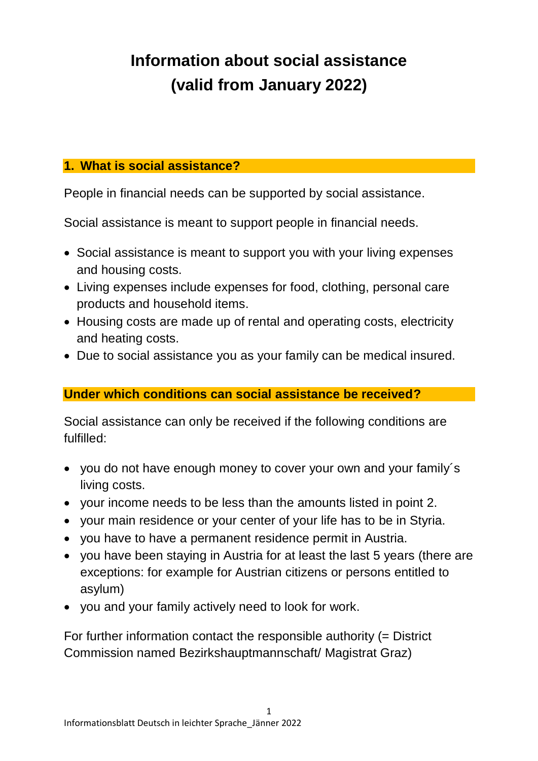# Information about social assistance (valid from January 2022)

## 1. What is social assistance?

People in financial needs can be supported by social assistance.

Social assistance is meant to support people in financial needs.

- Social assistance is meant to support you with your living expenses and housing costs.
- Living expenses include expenses for food, clothing, personal care products and household items.
- Housing costs are made up of rental and operating costs, electricity and heating costs.
- Due to social assistance you as your family can be medical insured.

## Under which conditions can social assistance be received?

Social assistance can only be received if the following conditions are fulfilled:

- you do not have enough money to cover your own and your family´s living costs.
- your income needs to be less than the amounts listed in point 2.
- your main residence or your center of your life has to be in Styria.
- you have to have a permanent residence permit in Austria.
- you have been staying in Austria for at least the last 5 years (there are exceptions: for example for Austrian citizens or persons entitled to asylum)
- you and your family actively need to look for work.

For further information contact the responsible authority (= District Commission named Bezirkshauptmannschaft/ Magistrat Graz)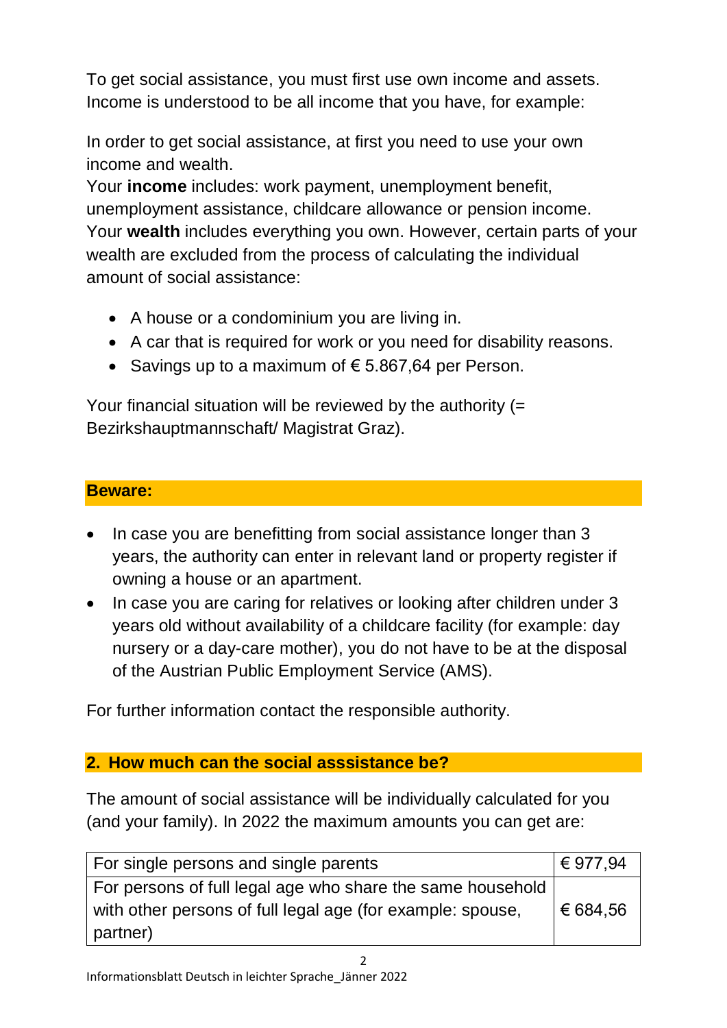To get social assistance, you must first use own income and assets. Income is understood to be all income that you have, for example:

In order to get social assistance, at first you need to use your own income and wealth.
Your **income** includes: work payment, unemployment benefit, unemployment assistance, childcare allowance or pension income.
Your **wealth** includes everything you own. However, certain parts of your wealth are excluded from the process of calculating the individual amount of social assistance:

- A house or a condominium you are living in.
- A car that is required for work or you need for disability reasons.
- Savings up to a maximum of € 5.867,64 per Person.

Your financial situation will be reviewed by the authority (= Bezirkshauptmannschaft/ Magistrat Graz).

**Beware:**

- In case you are benefitting from social assistance longer than 3 years, the authority can enter in relevant land or property register if owning a house or an apartment.
- In case you are caring for relatives or looking after children under 3 years old without availability of a childcare facility (for example: day nursery or a day-care mother), you do not have to be at the disposal of the Austrian Public Employment Service (AMS).

For further information contact the responsible authority.

## 2. How much can the social asssistance be?

The amount of social assistance will be individually calculated for you (and your family). In 2022 the maximum amounts you can get are:

| | |
|---|---|
| For single persons and single parents | € 977,94 |
| For persons of full legal age who share the same household with other persons of full legal age (for example: spouse, partner) | € 684,56 |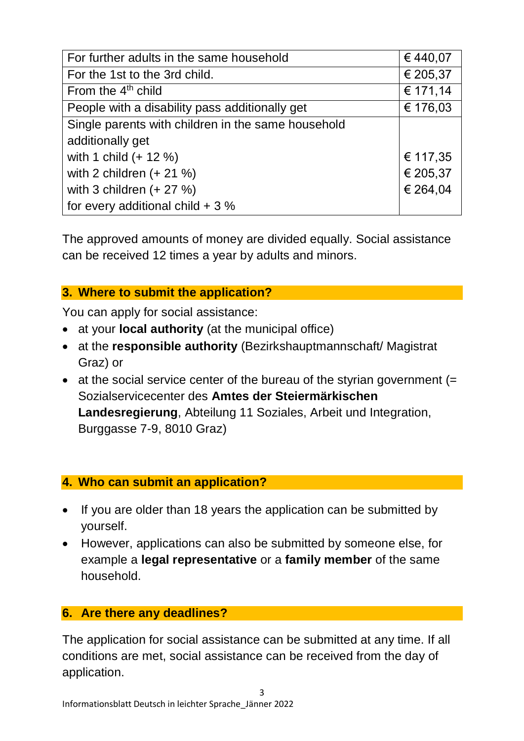| | |
|---|---|
| For further adults in the same household | € 440,07 |
| For the 1st to the 3rd child. | € 205,37 |
| From the 4th child | € 171,14 |
| People with a disability pass additionally get | € 176,03 |
| Single parents with children in the same household additionally get | |
| with 1 child (+ 12 %) | € 117,35 |
| with 2 children (+ 21 %) | € 205,37 |
| with 3 children (+ 27 %) | € 264,04 |
| for every additional child + 3 % | |

The approved amounts of money are divided equally. Social assistance can be received 12 times a year by adults and minors.

## 3. Where to submit the application?

You can apply for social assistance:

- at your **local authority** (at the municipal office)
- at the **responsible authority** (Bezirkshauptmannschaft/ Magistrat Graz) or
- at the social service center of the bureau of the styrian government (= Sozialservicecenter des **Amtes der Steiermärkischen Landesregierung**, Abteilung 11 Soziales, Arbeit und Integration, Burggasse 7-9, 8010 Graz)

## 4. Who can submit an application?

- If you are older than 18 years the application can be submitted by yourself.
- However, applications can also be submitted by someone else, for example a **legal representative** or a **family member** of the same household.

## 6. Are there any deadlines?

The application for social assistance can be submitted at any time. If all conditions are met, social assistance can be received from the day of application.

Informationsblatt Deutsch in leichter Sprache_Jänner 2022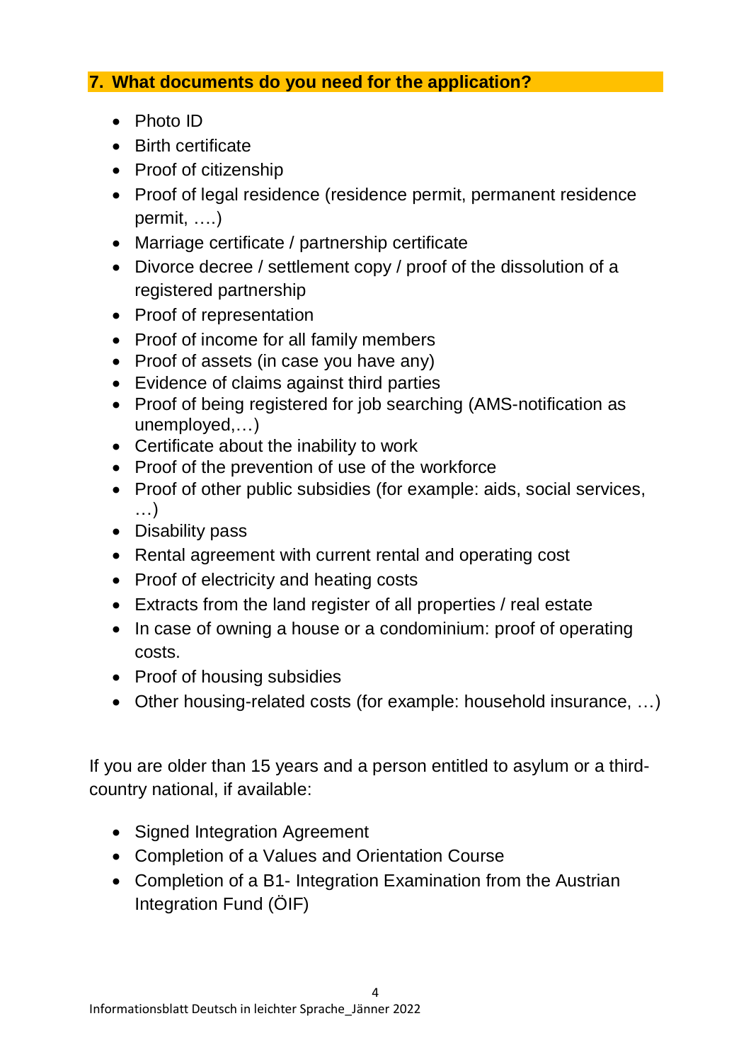## 7. What documents do you need for the application?

- Photo ID
- Birth certificate
- Proof of citizenship
- Proof of legal residence (residence permit, permanent residence permit, ….)
- Marriage certificate / partnership certificate
- Divorce decree / settlement copy / proof of the dissolution of a registered partnership
- Proof of representation
- Proof of income for all family members
- Proof of assets (in case you have any)
- Evidence of claims against third parties
- Proof of being registered for job searching (AMS-notification as unemployed,…)
- Certificate about the inability to work
- Proof of the prevention of use of the workforce
- Proof of other public subsidies (for example: aids, social services, …)
- Disability pass
- Rental agreement with current rental and operating cost
- Proof of electricity and heating costs
- Extracts from the land register of all properties / real estate
- In case of owning a house or a condominium: proof of operating costs.
- Proof of housing subsidies
- Other housing-related costs (for example: household insurance, …)

If you are older than 15 years and a person entitled to asylum or a third-country national, if available:

- Signed Integration Agreement
- Completion of a Values and Orientation Course
- Completion of a B1- Integration Examination from the Austrian Integration Fund (ÖIF)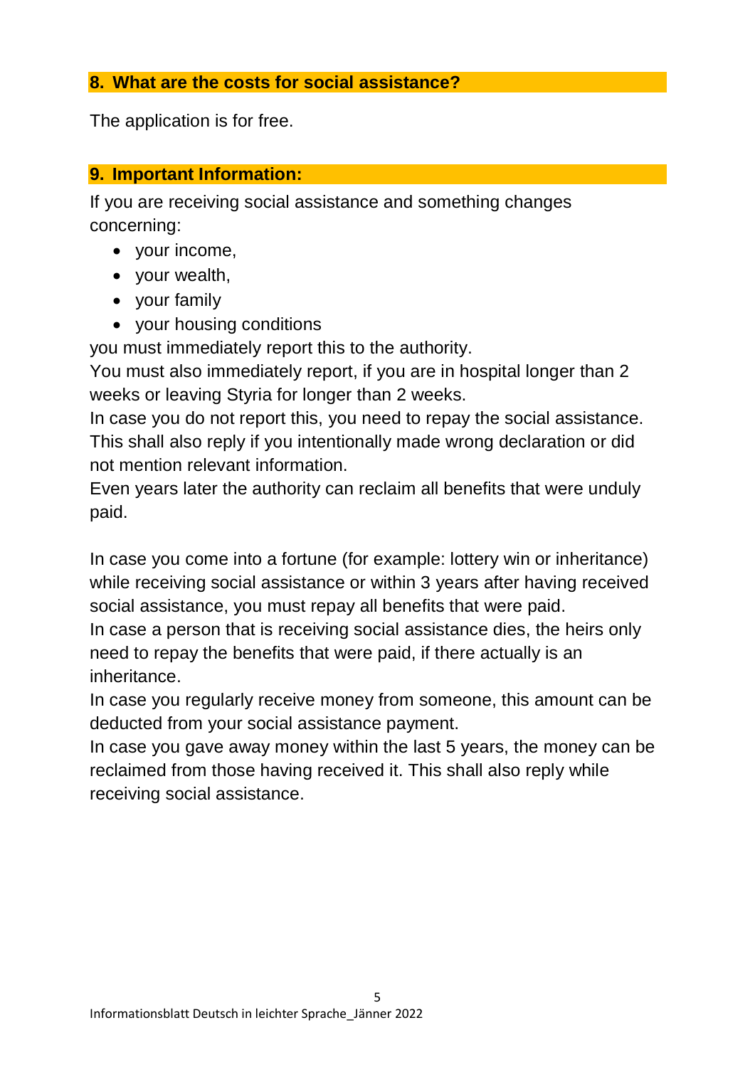## 8. What are the costs for social assistance?

The application is for free.

## 9. Important Information:

If you are receiving social assistance and something changes concerning:

- your income,
- your wealth,
- your family
- your housing conditions

you must immediately report this to the authority.
You must also immediately report, if you are in hospital longer than 2 weeks or leaving Styria for longer than 2 weeks.
In case you do not report this, you need to repay the social assistance. This shall also reply if you intentionally made wrong declaration or did not mention relevant information.
Even years later the authority can reclaim all benefits that were unduly paid.

In case you come into a fortune (for example: lottery win or inheritance) while receiving social assistance or within 3 years after having received social assistance, you must repay all benefits that were paid.
In case a person that is receiving social assistance dies, the heirs only need to repay the benefits that were paid, if there actually is an inheritance.
In case you regularly receive money from someone, this amount can be deducted from your social assistance payment.
In case you gave away money within the last 5 years, the money can be reclaimed from those having received it. This shall also reply while receiving social assistance.